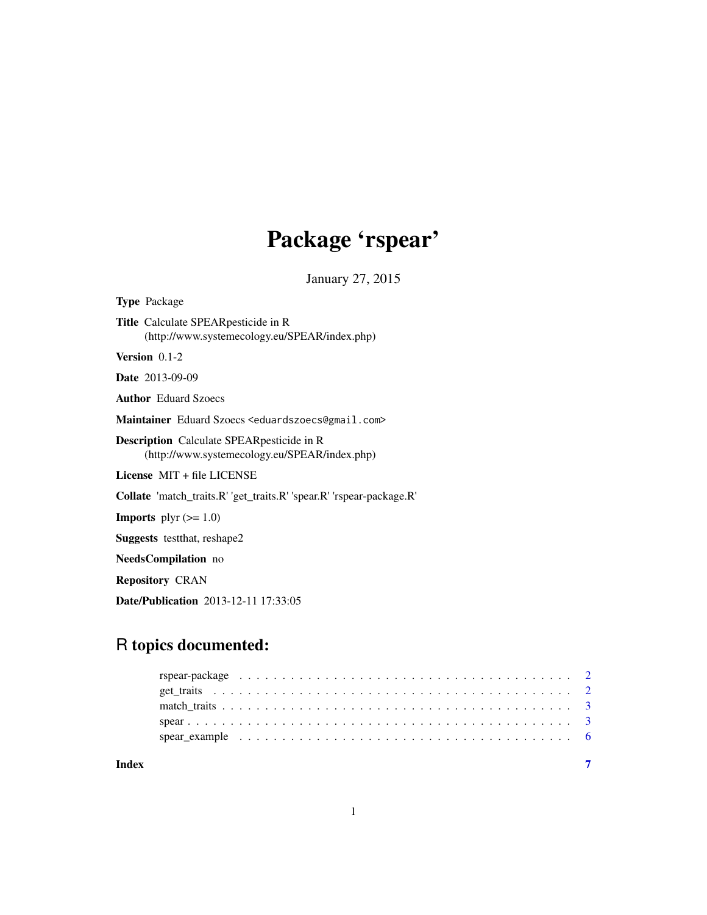# Package 'rspear'

January 27, 2015

**Type** Package

**Title** Calculate SPEARpesticide in R (http://www.systemecology.eu/SPEAR/index.php)

**Version** 0.1-2

**Date** 2013-09-09

**Author** Eduard Szoecs

**Maintainer** Eduard Szoecs <eduardszoecs@gmail.com>

**Description** Calculate SPEARpesticide in R (http://www.systemecology.eu/SPEAR/index.php)

**License** MIT + file LICENSE

**Collate** 'match_traits.R' 'get_traits.R' 'spear.R' 'rspear-package.R'

**Imports** plyr (>= 1.0)

**Suggests** testthat, reshape2

**NeedsCompilation** no

**Repository** CRAN

**Date/Publication** 2013-12-11 17:33:05

## R topics documented:

- rspear-package . . . . . . . . . . . . . . . . . . . . . . . . . . . . . . . . . . . . 2
- get_traits . . . . . . . . . . . . . . . . . . . . . . . . . . . . . . . . . . . . . . 2
- match_traits . . . . . . . . . . . . . . . . . . . . . . . . . . . . . . . . . . . . . 3
- spear . . . . . . . . . . . . . . . . . . . . . . . . . . . . . . . . . . . . . . . . . 3
- spear_example . . . . . . . . . . . . . . . . . . . . . . . . . . . . . . . . . . . . 6

**Index** 7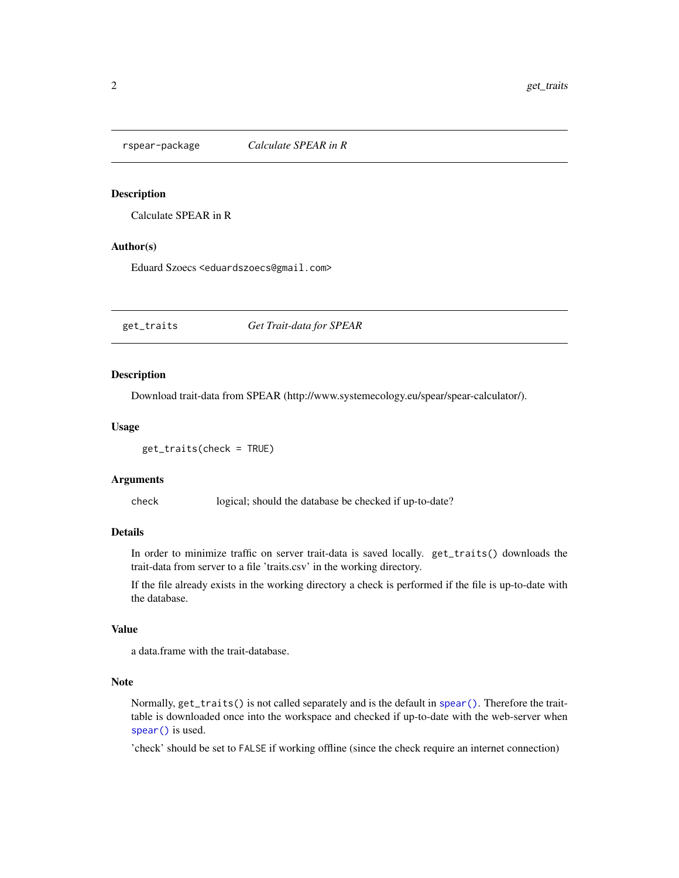## rspear-package — *Calculate SPEAR in R*

### Description

Calculate SPEAR in R

### Author(s)

Eduard Szoecs <eduardszoecs@gmail.com>

## get_traits — *Get Trait-data for SPEAR*

### Description

Download trait-data from SPEAR (http://www.systemecology.eu/spear/spear-calculator/).

### Usage

```
get_traits(check = TRUE)
```

### Arguments

| | |
|---|---|
| check | logical; should the database be checked if up-to-date? |

### Details

In order to minimize traffic on server trait-data is saved locally. `get_traits()` downloads the trait-data from server to a file 'traits.csv' in the working directory.

If the file already exists in the working directory a check is performed if the file is up-to-date with the database.

### Value

a data.frame with the trait-database.

### Note

Normally, `get_traits()` is not called separately and is the default in `spear()`. Therefore the trait-table is downloaded once into the workspace and checked if up-to-date with the web-server when `spear()` is used.

'check' should be set to `FALSE` if working offline (since the check require an internet connection)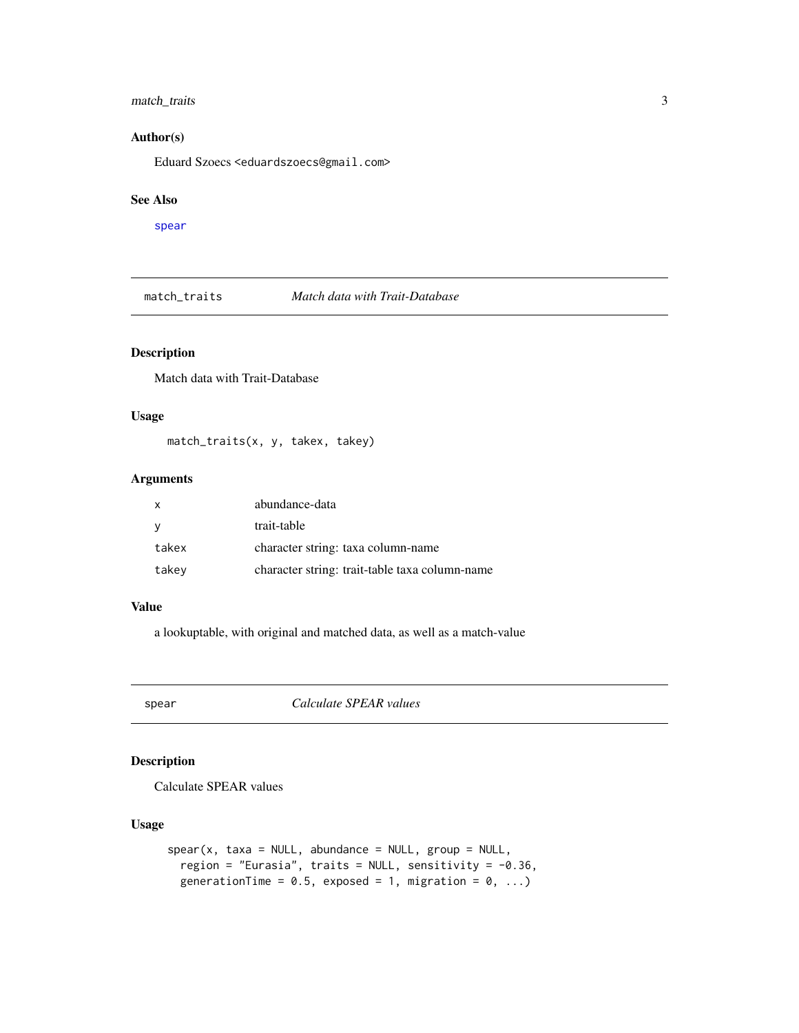### Author(s)

Eduard Szoecs <eduardszoecs@gmail.com>

### See Also

spear

## match_traits — *Match data with Trait-Database*

### Description

Match data with Trait-Database

### Usage

```
match_traits(x, y, takex, takey)
```

### Arguments

| | |
|---|---|
| x | abundance-data |
| y | trait-table |
| takex | character string: taxa column-name |
| takey | character string: trait-table taxa column-name |

### Value

a lookuptable, with original and matched data, as well as a match-value

## spear — *Calculate SPEAR values*

### Description

Calculate SPEAR values

### Usage

```
spear(x, taxa = NULL, abundance = NULL, group = NULL,
  region = "Eurasia", traits = NULL, sensitivity = -0.36,
  generationTime = 0.5, exposed = 1, migration = 0, ...)
```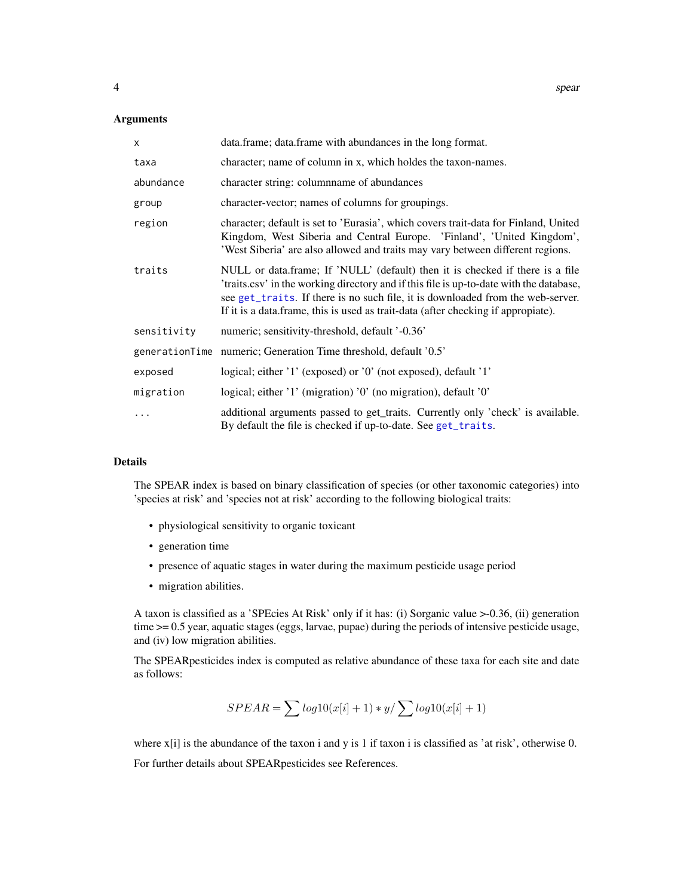### Arguments

| | |
|---|---|
| `x` | data.frame; data.frame with abundances in the long format. |
| `taxa` | character; name of column in x, which holdes the taxon-names. |
| `abundance` | character string: columnname of abundances |
| `group` | character-vector; names of columns for groupings. |
| `region` | character; default is set to 'Eurasia', which covers trait-data for Finland, United Kingdom, West Siberia and Central Europe. 'Finland', 'United Kingdom', 'West Siberia' are also allowed and traits may vary between different regions. |
| `traits` | NULL or data.frame; If 'NULL' (default) then it is checked if there is a file 'traits.csv' in the working directory and if this file is up-to-date with the database, see `get_traits`. If there is no such file, it is downloaded from the web-server. If it is a data.frame, this is used as trait-data (after checking if appropiate). |
| `sensitivity` | numeric; sensitivity-threshold, default '-0.36' |
| `generationTime` | numeric; Generation Time threshold, default '0.5' |
| `exposed` | logical; either '1' (exposed) or '0' (not exposed), default '1' |
| `migration` | logical; either '1' (migration) '0' (no migration), default '0' |
| `...` | additional arguments passed to get_traits. Currently only 'check' is available. By default the file is checked if up-to-date. See `get_traits`. |

### Details

The SPEAR index is based on binary classification of species (or other taxonomic categories) into 'species at risk' and 'species not at risk' according to the following biological traits:

- physiological sensitivity to organic toxicant
- generation time
- presence of aquatic stages in water during the maximum pesticide usage period
- migration abilities.

A taxon is classified as a 'SPEcies At Risk' only if it has: (i) Sorganic value >-0.36, (ii) generation time >= 0.5 year, aquatic stages (eggs, larvae, pupae) during the periods of intensive pesticide usage, and (iv) low migration abilities.

The SPEARpesticides index is computed as relative abundance of these taxa for each site and date as follows:

$$SPEAR = \sum log10(x[i] + 1) * y / \sum log10(x[i] + 1)$$

where x[i] is the abundance of the taxon i and y is 1 if taxon i is classified as 'at risk', otherwise 0.

For further details about SPEARpesticides see References.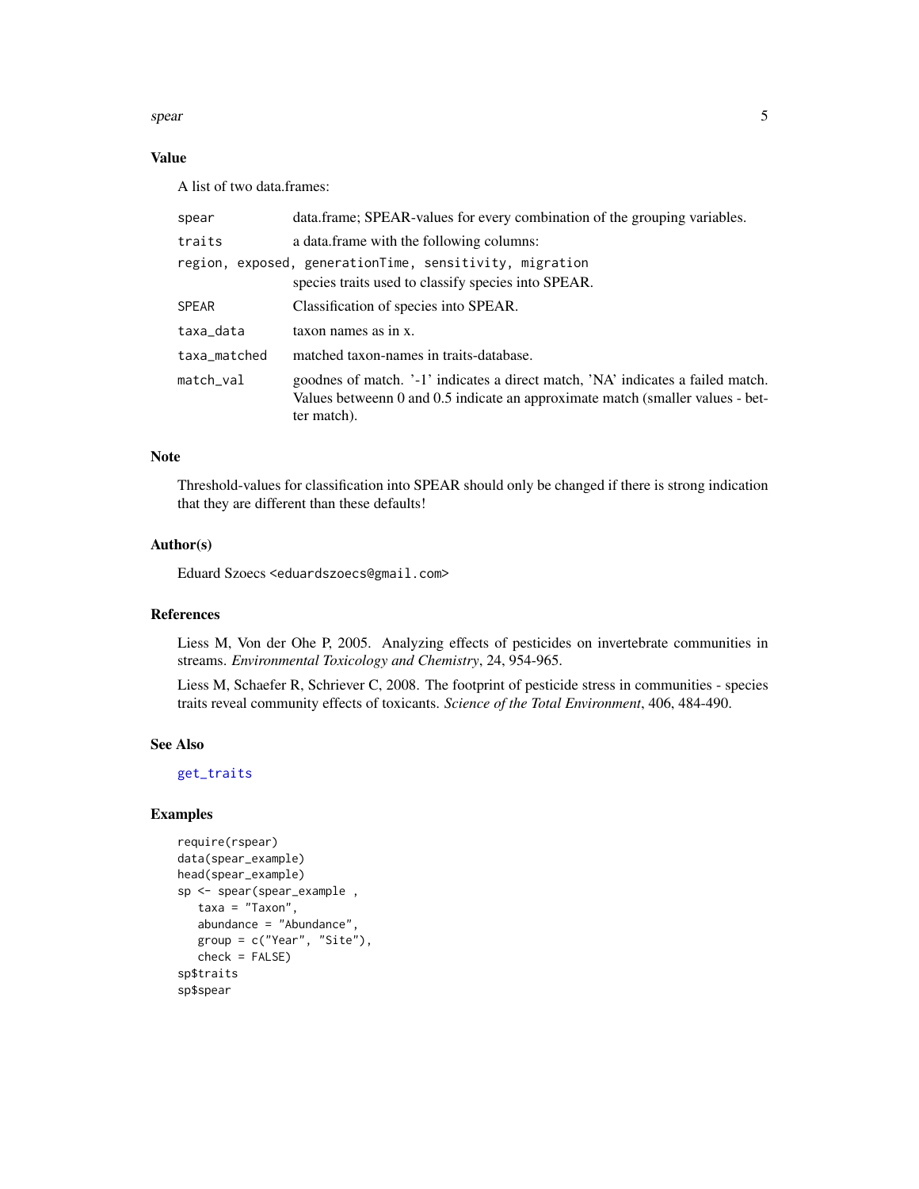### Value

A list of two data.frames:

- `spear` — data.frame; SPEAR-values for every combination of the grouping variables.
- `traits` — a data.frame with the following columns:
- `region, exposed, generationTime, sensitivity, migration` — species traits used to classify species into SPEAR.
- `SPEAR` — Classification of species into SPEAR.
- `taxa_data` — taxon names as in x.
- `taxa_matched` — matched taxon-names in traits-database.
- `match_val` — goodnes of match. '-1' indicates a direct match, 'NA' indicates a failed match. Values betweenn 0 and 0.5 indicate an approximate match (smaller values - better match).

### Note

Threshold-values for classification into SPEAR should only be changed if there is strong indication that they are different than these defaults!

### Author(s)

Eduard Szoecs <eduardszoecs@gmail.com>

### References

Liess M, Von der Ohe P, 2005. Analyzing effects of pesticides on invertebrate communities in streams. *Environmental Toxicology and Chemistry*, 24, 954-965.

Liess M, Schaefer R, Schriever C, 2008. The footprint of pesticide stress in communities - species traits reveal community effects of toxicants. *Science of the Total Environment*, 406, 484-490.

### See Also

`get_traits`

### Examples

```
require(rspear)
data(spear_example)
head(spear_example)
sp <- spear(spear_example ,
   taxa = "Taxon",
   abundance = "Abundance",
   group = c("Year", "Site"),
   check = FALSE)
sp$traits
sp$spear
```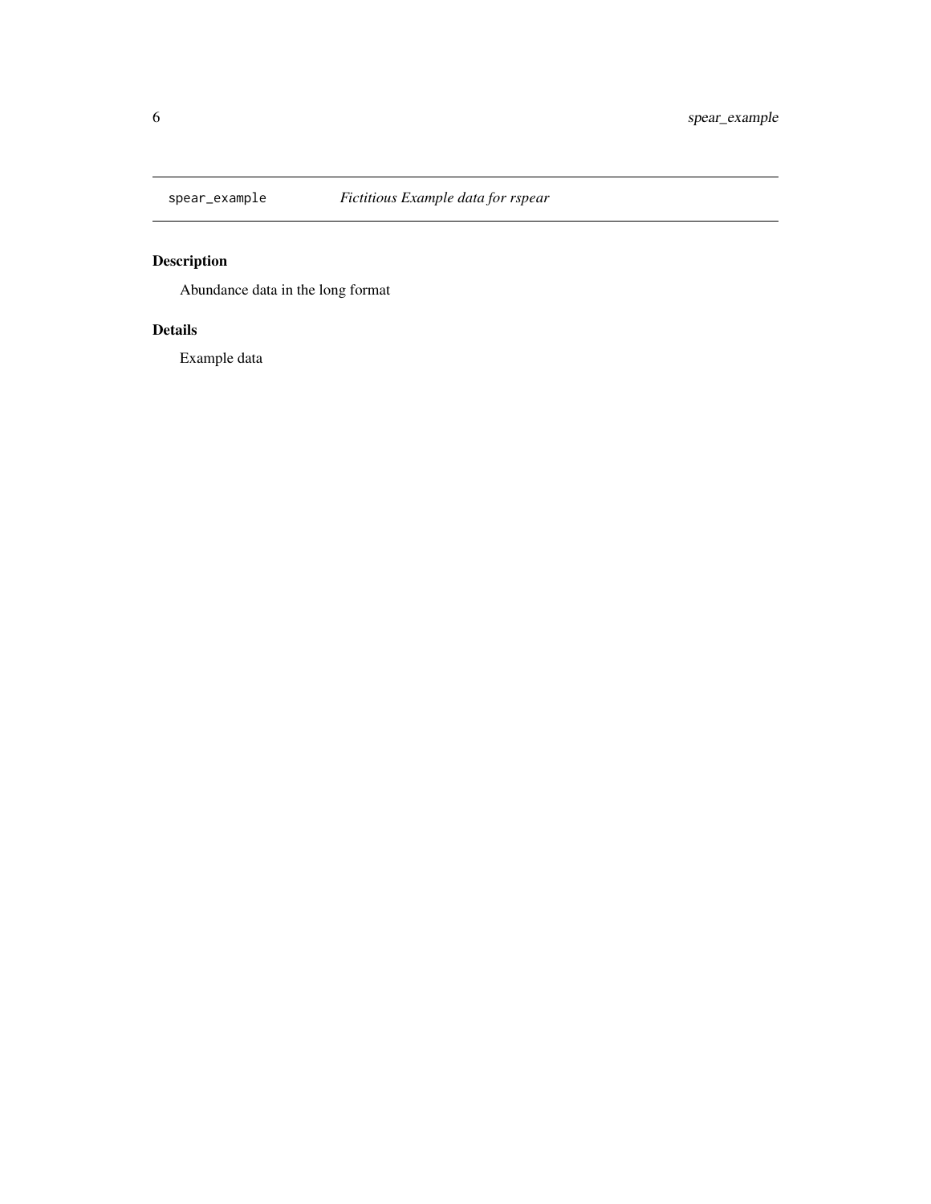spear_example *Fictitious Example data for rspear*

## Description

Abundance data in the long format

## Details

Example data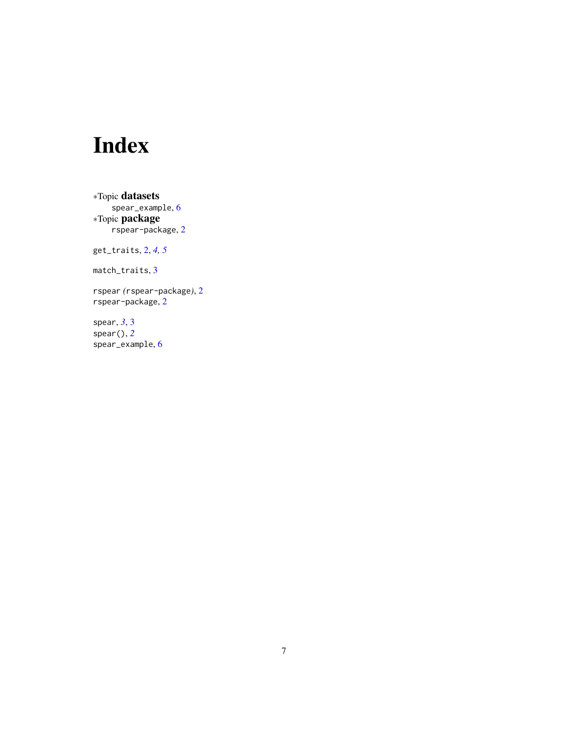# Index

∗Topic **datasets**
    spear_example, 6
∗Topic **package**
    rspear-package, 2

get_traits, 2, *4, 5*

match_traits, 3

rspear *(*rspear-package*)*, 2
rspear-package, 2

spear, *3*, 3
spear(), *2*
spear_example, 6